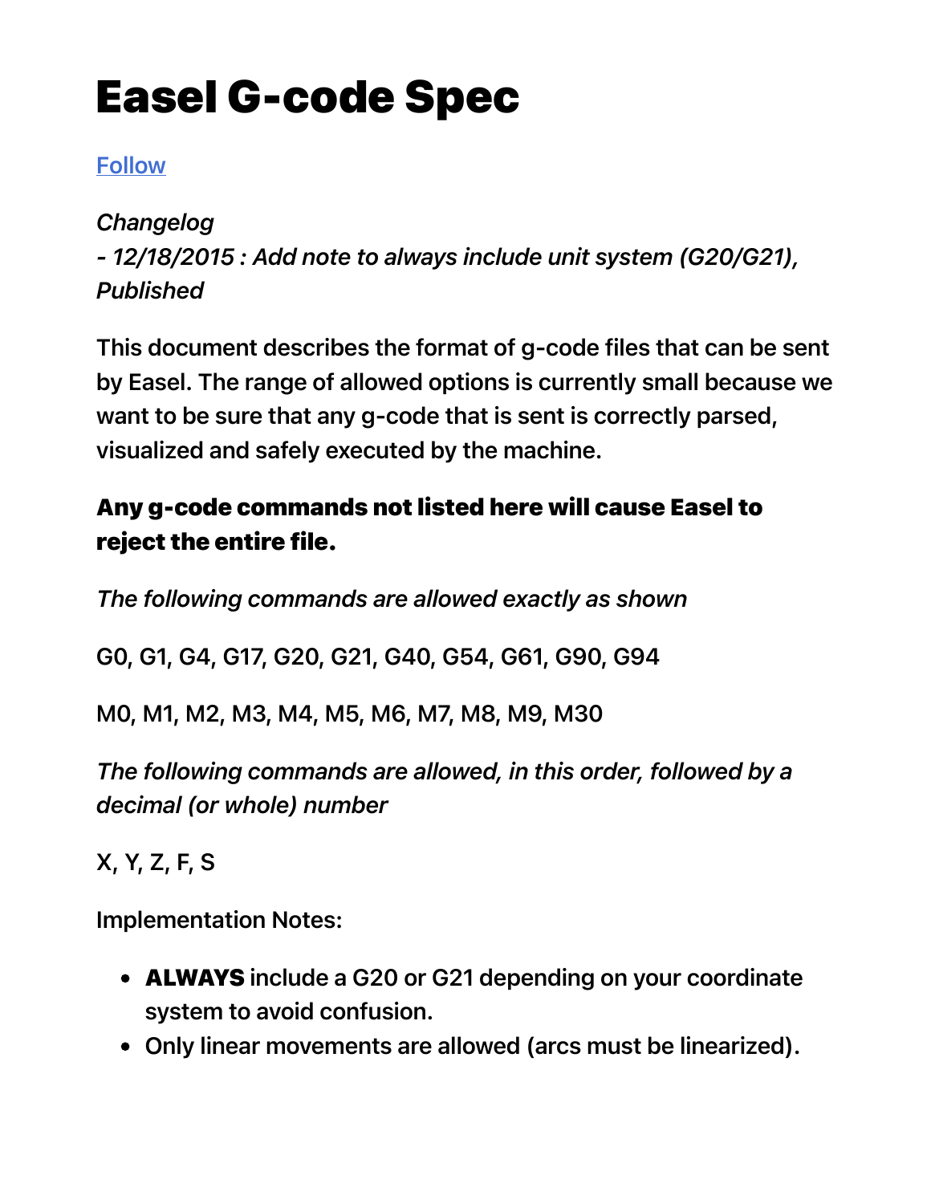# Easel G-code Spec

[Follow]

*Changelog*
*- 12/18/2015 : Add note to always include unit system (G20/G21), Published*

This document describes the format of g-code files that can be sent by Easel. The range of allowed options is currently small because we want to be sure that any g-code that is sent is correctly parsed, visualized and safely executed by the machine.

**Any g-code commands not listed here will cause Easel to reject the entire file.**

*The following commands are allowed exactly as shown*

G0, G1, G4, G17, G20, G21, G40, G54, G61, G90, G94

M0, M1, M2, M3, M4, M5, M6, M7, M8, M9, M30

*The following commands are allowed, in this order, followed by a decimal (or whole) number*

X, Y, Z, F, S

Implementation Notes:

- **ALWAYS** include a G20 or G21 depending on your coordinate system to avoid confusion.
- Only linear movements are allowed (arcs must be linearized).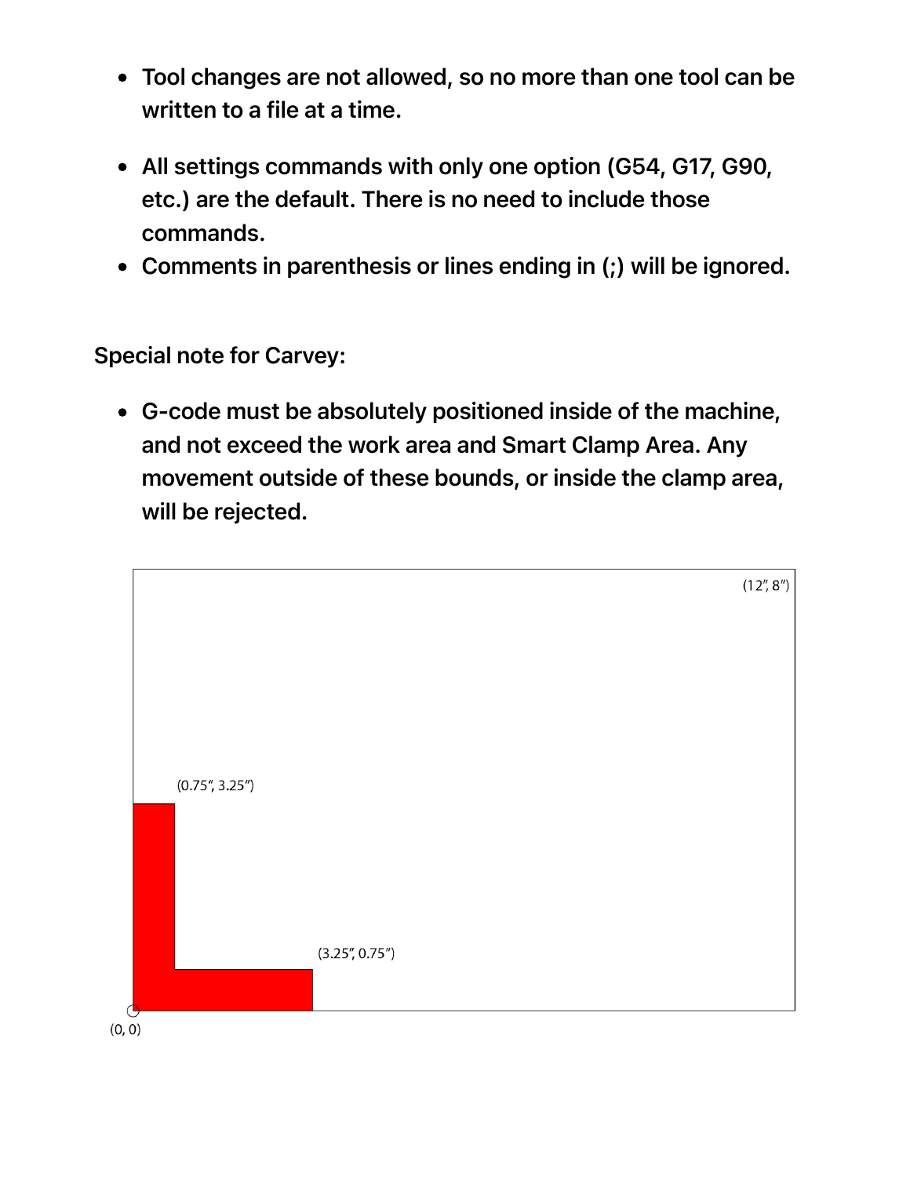- Tool changes are not allowed, so no more than one tool can be written to a file at a time.
- All settings commands with only one option (G54, G17, G90, etc.) are the default. There is no need to include those commands.
- Comments in parenthesis or lines ending in (;) will be ignored.

Special note for Carvey:

- G-code must be absolutely positioned inside of the machine, and not exceed the work area and Smart Clamp Area. Any movement outside of these bounds, or inside the clamp area, will be rejected.

(12", 8")

(0.75", 3.25")

(3.25", 0.75")

(0, 0)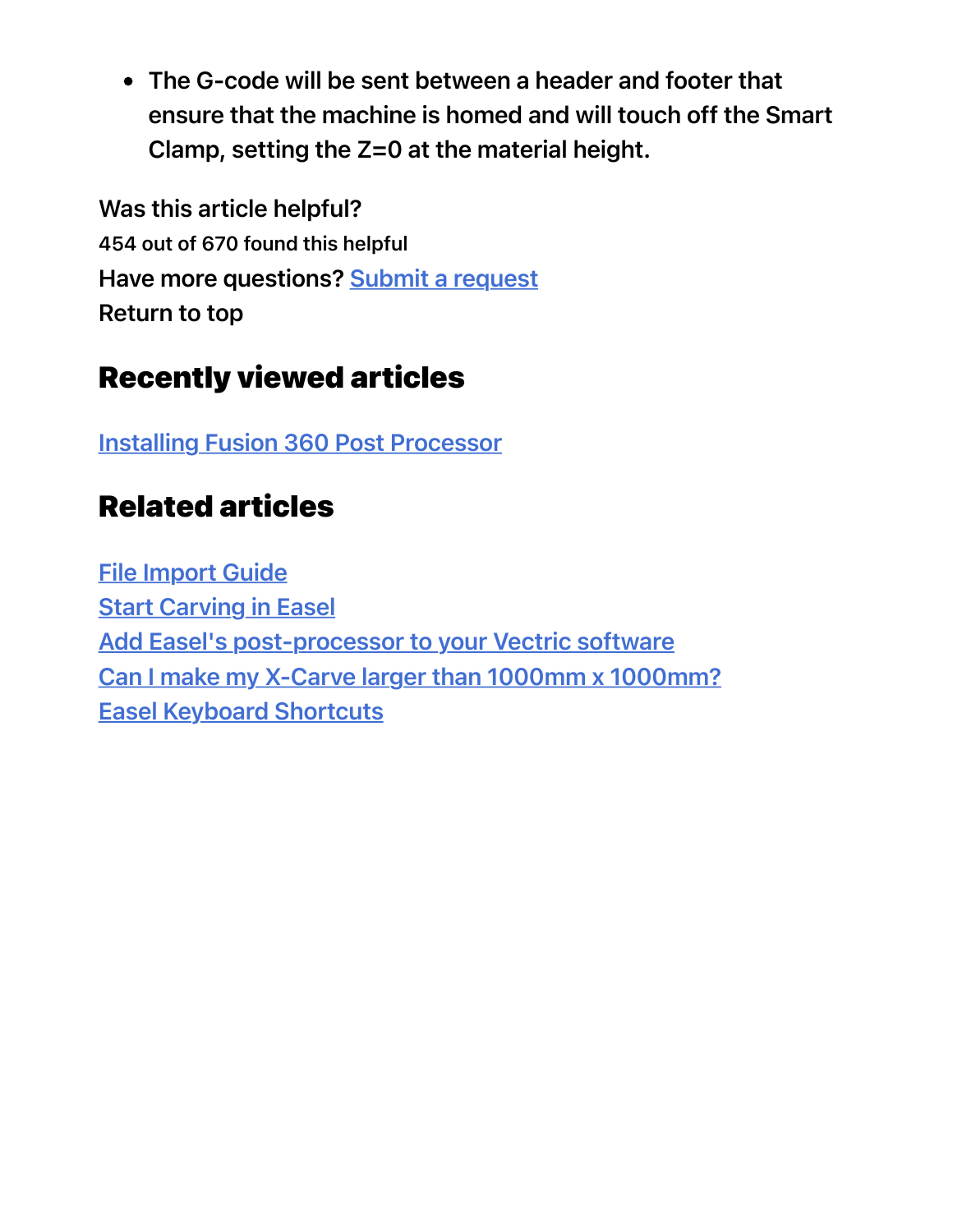- The G-code will be sent between a header and footer that ensure that the machine is homed and will touch off the Smart Clamp, setting the Z=0 at the material height.

Was this article helpful?

454 out of 670 found this helpful

Have more questions? Submit a request

Return to top

## Recently viewed articles

Installing Fusion 360 Post Processor

## Related articles

File Import Guide

Start Carving in Easel

Add Easel's post-processor to your Vectric software

Can I make my X-Carve larger than 1000mm x 1000mm?

Easel Keyboard Shortcuts